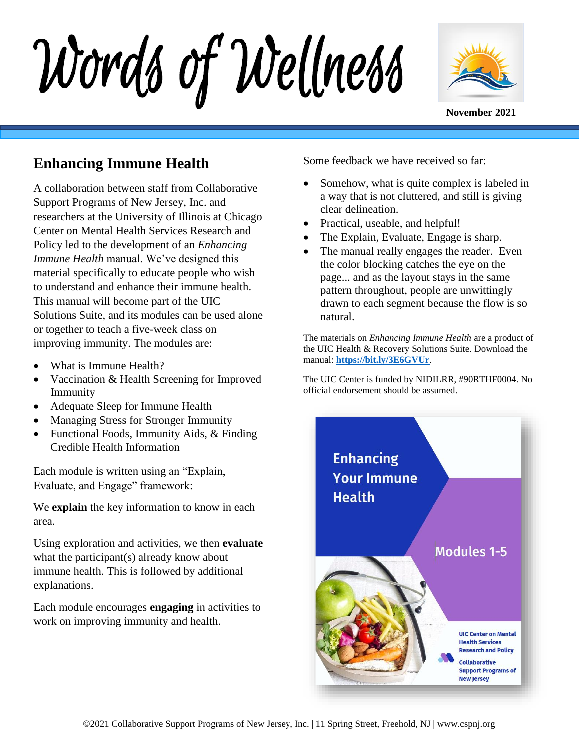# Words of Wellness

**November 2021**

## Enhancing Immune Health

A collaboration between staff from Collaborative Support Programs of New Jersey, Inc. and researchers at the University of Illinois at Chicago Center on Mental Health Services Research and Policy led to the development of an *Enhancing Immune Health* manual. We've designed this material specifically to educate people who wish to understand and enhance their immune health. This manual will become part of the UIC Solutions Suite, and its modules can be used alone or together to teach a five-week class on improving immunity. The modules are:

- What is Immune Health?
- Vaccination & Health Screening for Improved Immunity
- Adequate Sleep for Immune Health
- Managing Stress for Stronger Immunity
- Functional Foods, Immunity Aids, & Finding Credible Health Information

Each module is written using an "Explain, Evaluate, and Engage" framework:

We **explain** the key information to know in each area.

Using exploration and activities, we then **evaluate** what the participant(s) already know about immune health. This is followed by additional explanations.

Each module encourages **engaging** in activities to work on improving immunity and health.

Some feedback we have received so far:

- Somehow, what is quite complex is labeled in a way that is not cluttered, and still is giving clear delineation.
- Practical, useable, and helpful!
- The Explain, Evaluate, Engage is sharp.
- The manual really engages the reader. Even the color blocking catches the eye on the page... and as the layout stays in the same pattern throughout, people are unwittingly drawn to each segment because the flow is so natural.

The materials on *Enhancing Immune Health* are a product of the UIC Health & Recovery Solutions Suite. Download the manual: **[https://bit.ly/3E6GVUr](https://bit.ly/3E6GVUr)**.

The UIC Center is funded by NIDILRR, #90RTHF0004. No official endorsement should be assumed.

Enhancing Your Immune Health

Modules 1-5

UIC Center on Mental Health Services Research and Policy

Collaborative Support Programs of New Jersey

©2021 Collaborative Support Programs of New Jersey, Inc. | 11 Spring Street, Freehold, NJ | www.cspnj.org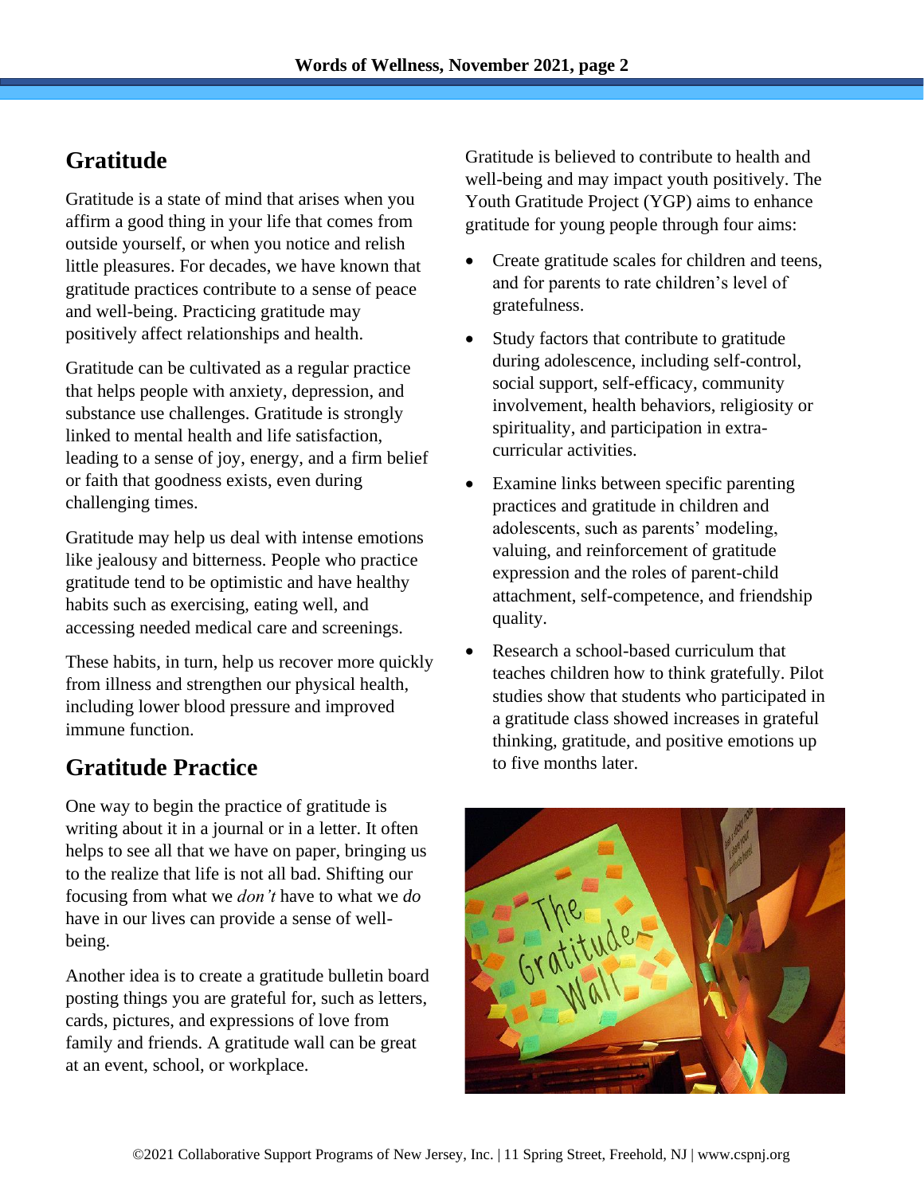## Gratitude

Gratitude is a state of mind that arises when you affirm a good thing in your life that comes from outside yourself, or when you notice and relish little pleasures. For decades, we have known that gratitude practices contribute to a sense of peace and well-being. Practicing gratitude may positively affect relationships and health.

Gratitude can be cultivated as a regular practice that helps people with anxiety, depression, and substance use challenges. Gratitude is strongly linked to mental health and life satisfaction, leading to a sense of joy, energy, and a firm belief or faith that goodness exists, even during challenging times.

Gratitude may help us deal with intense emotions like jealousy and bitterness. People who practice gratitude tend to be optimistic and have healthy habits such as exercising, eating well, and accessing needed medical care and screenings.

These habits, in turn, help us recover more quickly from illness and strengthen our physical health, including lower blood pressure and improved immune function.

## Gratitude Practice

One way to begin the practice of gratitude is writing about it in a journal or in a letter. It often helps to see all that we have on paper, bringing us to the realize that life is not all bad. Shifting our focusing from what we *don't* have to what we *do* have in our lives can provide a sense of well-being.

Another idea is to create a gratitude bulletin board posting things you are grateful for, such as letters, cards, pictures, and expressions of love from family and friends. A gratitude wall can be great at an event, school, or workplace.

Gratitude is believed to contribute to health and well-being and may impact youth positively. The Youth Gratitude Project (YGP) aims to enhance gratitude for young people through four aims:

- Create gratitude scales for children and teens, and for parents to rate children's level of gratefulness.
- Study factors that contribute to gratitude during adolescence, including self-control, social support, self-efficacy, community involvement, health behaviors, religiosity or spirituality, and participation in extra-curricular activities.
- Examine links between specific parenting practices and gratitude in children and adolescents, such as parents' modeling, valuing, and reinforcement of gratitude expression and the roles of parent-child attachment, self-competence, and friendship quality.
- Research a school-based curriculum that teaches children how to think gratefully. Pilot studies show that students who participated in a gratitude class showed increases in grateful thinking, gratitude, and positive emotions up to five months later.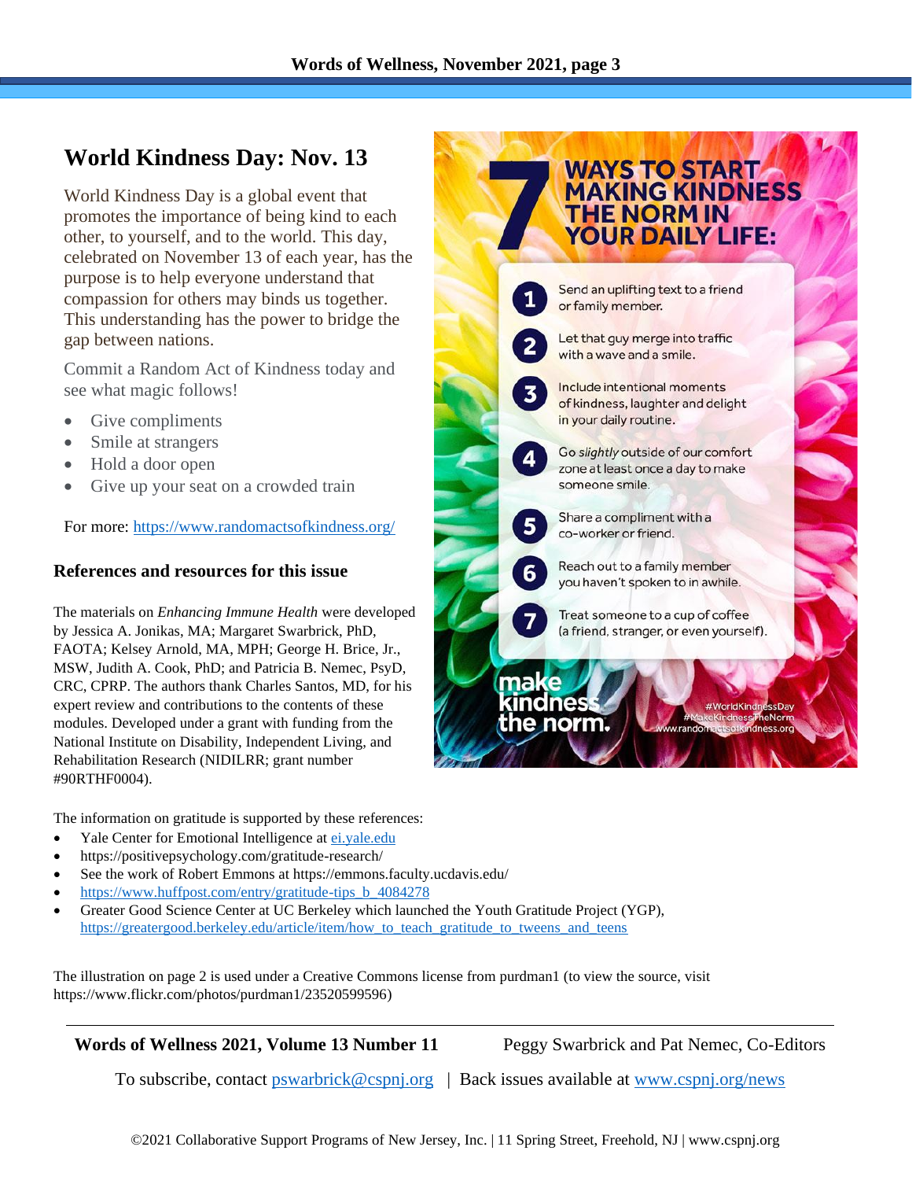## World Kindness Day: Nov. 13

World Kindness Day is a global event that promotes the importance of being kind to each other, to yourself, and to the world. This day, celebrated on November 13 of each year, has the purpose is to help everyone understand that compassion for others may binds us together. This understanding has the power to bridge the gap between nations.

Commit a Random Act of Kindness today and see what magic follows!

- Give compliments
- Smile at strangers
- Hold a door open
- Give up your seat on a crowded train

For more: https://www.randomactsofkindness.org/

# 7 WAYS TO START MAKING KINDNESS THE NORM IN YOUR DAILY LIFE:

1. Send an uplifting text to a friend or family member.
2. Let that guy merge into traffic with a wave and a smile.
3. Include intentional moments of kindness, laughter and delight in your daily routine.
4. Go *slightly* outside of our comfort zone at least once a day to make someone smile.
5. Share a compliment with a co-worker or friend.
6. Reach out to a family member you haven't spoken to in awhile.
7. Treat someone to a cup of coffee (a friend, stranger, or even yourself).

make kindness the norm.

#WorldKindnessDay
#MakeKindnessTheNorm
www.randomactsofkindness.org

### References and resources for this issue

The materials on *Enhancing Immune Health* were developed by Jessica A. Jonikas, MA; Margaret Swarbrick, PhD, FAOTA; Kelsey Arnold, MA, MPH; George H. Brice, Jr., MSW, Judith A. Cook, PhD; and Patricia B. Nemec, PsyD, CRC, CPRP. The authors thank Charles Santos, MD, for his expert review and contributions to the contents of these modules. Developed under a grant with funding from the National Institute on Disability, Independent Living, and Rehabilitation Research (NIDILRR; grant number #90RTHF0004).

The information on gratitude is supported by these references:

- Yale Center for Emotional Intelligence at ei.yale.edu
- https://positivepsychology.com/gratitude-research/
- See the work of Robert Emmons at https://emmons.faculty.ucdavis.edu/
- https://www.huffpost.com/entry/gratitude-tips_b_4084278
- Greater Good Science Center at UC Berkeley which launched the Youth Gratitude Project (YGP), https://greatergood.berkeley.edu/article/item/how_to_teach_gratitude_to_tweens_and_teens

The illustration on page 2 is used under a Creative Commons license from purdman1 (to view the source, visit https://www.flickr.com/photos/purdman1/23520599596)

---

**Words of Wellness 2021, Volume 13 Number 11** Peggy Swarbrick and Pat Nemec, Co-Editors

To subscribe, contact pswarbrick@cspnj.org | Back issues available at www.cspnj.org/news

©2021 Collaborative Support Programs of New Jersey, Inc. | 11 Spring Street, Freehold, NJ | www.cspnj.org